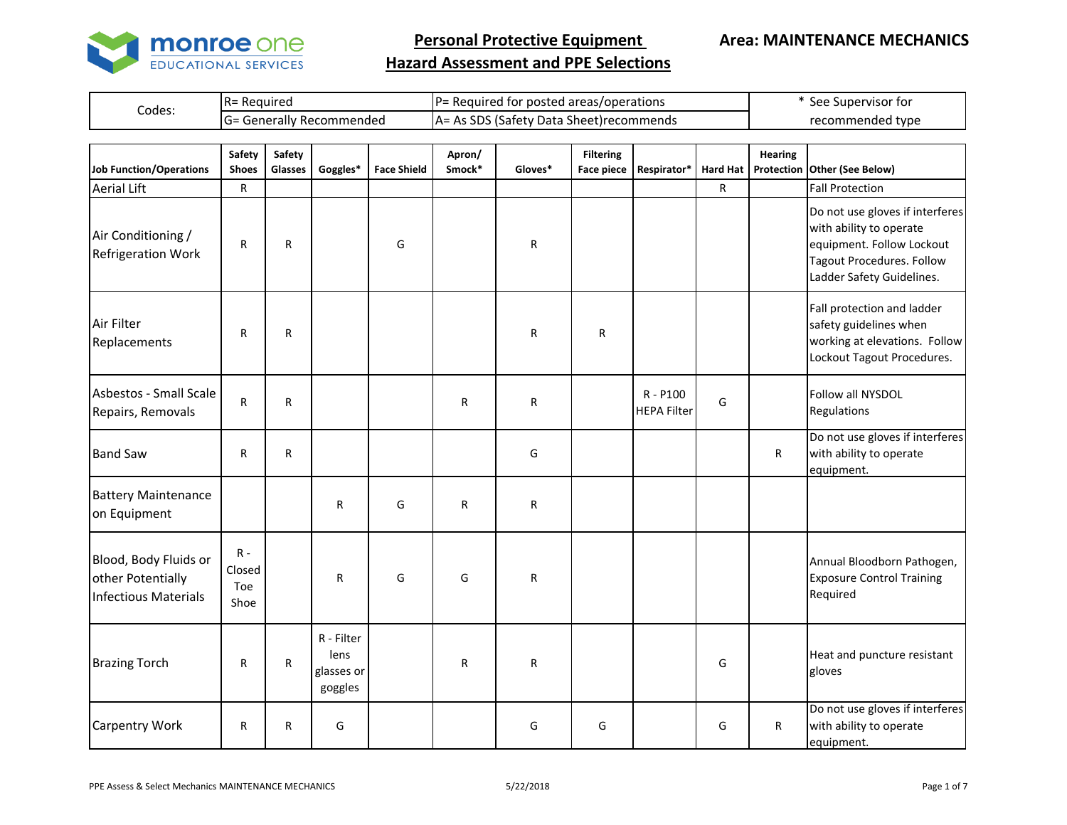monroe one EDUCATIONAL SERVICES

# Personal Protective Equipment
# Hazard Assessment and PPE Selections

**Area: MAINTENANCE MECHANICS**

| Codes: | R= Required | P= Required for posted areas/operations | * See Supervisor for recommended type |
|---|---|---|---|
| | G= Generally Recommended | A= As SDS (Safety Data Sheet)recommends | |

| Job Function/Operations | Safety Shoes | Safety Glasses | Goggles* | Face Shield | Apron/ Smock* | Gloves* | Filtering Face piece | Respirator* | Hard Hat | Hearing Protection | Other (See Below) |
|---|---|---|---|---|---|---|---|---|---|---|---|
| Aerial Lift | R | | | | | | | | R | | Fall Protection |
| Air Conditioning / Refrigeration Work | R | R | | G | | R | | | | | Do not use gloves if interferes with ability to operate equipment. Follow Lockout Tagout Procedures. Follow Ladder Safety Guidelines. |
| Air Filter Replacements | R | R | | | | R | R | | | | Fall protection and ladder safety guidelines when working at elevations. Follow Lockout Tagout Procedures. |
| Asbestos - Small Scale Repairs, Removals | R | R | | | R | R | | R - P100 HEPA Filter | G | | Follow all NYSDOL Regulations |
| Band Saw | R | R | | | | G | | | | R | Do not use gloves if interferes with ability to operate equipment. |
| Battery Maintenance on Equipment | | | R | G | R | R | | | | | |
| Blood, Body Fluids or other Potentially Infectious Materials | R - Closed Toe Shoe | | R | G | G | R | | | | | Annual Bloodborn Pathogen, Exposure Control Training Required |
| Brazing Torch | R | R | R - Filter lens glasses or goggles | | R | R | | | G | | Heat and puncture resistant gloves |
| Carpentry Work | R | R | G | | | G | G | | G | R | Do not use gloves if interferes with ability to operate equipment. |

PPE Assess & Select Mechanics MAINTENANCE MECHANICS 5/22/2018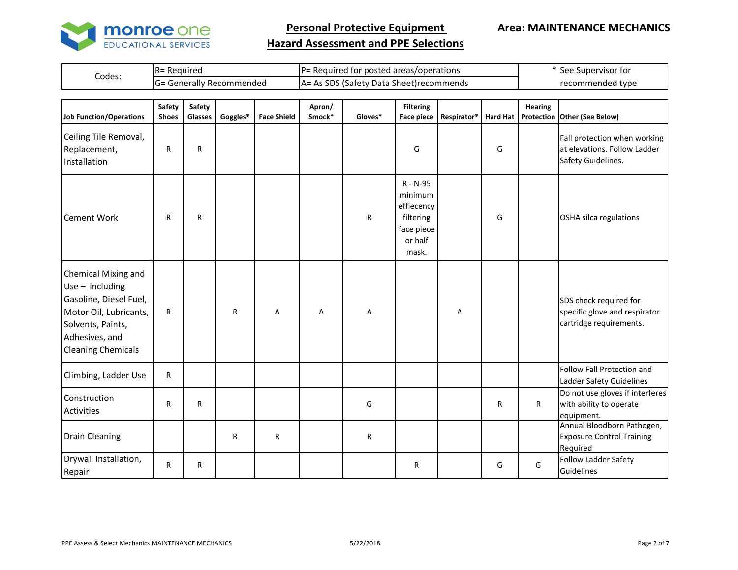# Personal Protective Equipment Hazard Assessment and PPE Selections

**Area: MAINTENANCE MECHANICS**

| Codes: | R= Required | P= Required for posted areas/operations | * See Supervisor for recommended type |
|---|---|---|---|
| | G= Generally Recommended | A= As SDS (Safety Data Sheet)recommends | |

| Job Function/Operations | Safety Shoes | Safety Glasses | Goggles* | Face Shield | Apron/ Smock* | Gloves* | Filtering Face piece | Respirator* | Hard Hat | Hearing Protection | Other (See Below) |
|---|---|---|---|---|---|---|---|---|---|---|---|
| Ceiling Tile Removal, Replacement, Installation | R | R | | | | | G | | G | | Fall protection when working at elevations. Follow Ladder Safety Guidelines. |
| Cement Work | R | R | | | | R | R - N-95 minimum effecency filtering face piece or half mask. | | G | | OSHA silca regulations |
| Chemical Mixing and Use – including Gasoline, Diesel Fuel, Motor Oil, Lubricants, Solvents, Paints, Adhesives, and Cleaning Chemicals | R | | R | A | A | A | | A | | | SDS check required for specific glove and respirator cartridge requirements. |
| Climbing, Ladder Use | R | | | | | | | | | | Follow Fall Protection and Ladder Safety Guidelines |
| Construction Activities | R | R | | | | G | | | R | R | Do not use gloves if interferes with ability to operate equipment. |
| Drain Cleaning | | | R | R | | R | | | | | Annual Bloodborn Pathogen, Exposure Control Training Required |
| Drywall Installation, Repair | R | R | | | | | R | | G | G | Follow Ladder Safety Guidelines |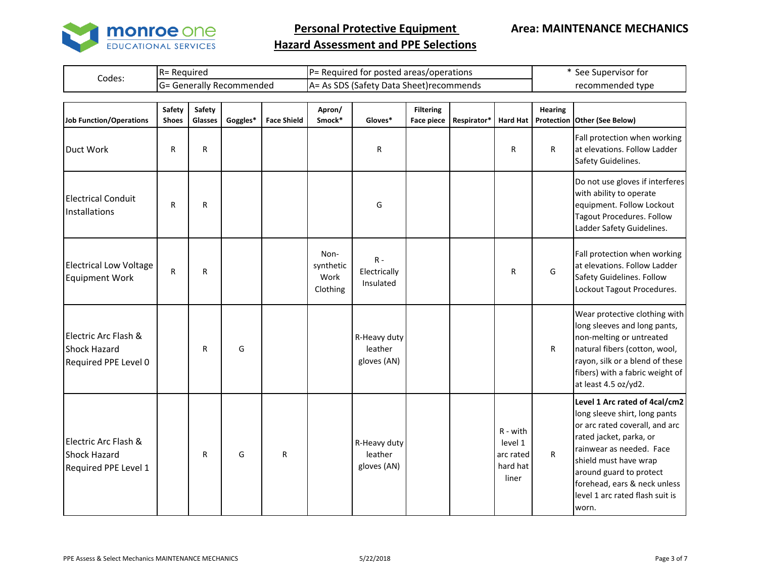# Personal Protective Equipment Hazard Assessment and PPE Selections

**Area: MAINTENANCE MECHANICS**

| Codes: | R= Required | P= Required for posted areas/operations | * See Supervisor for recommended type |
|---|---|---|---|
| | G= Generally Recommended | A= As SDS (Safety Data Sheet)recommends | |

| Job Function/Operations | Safety Shoes | Safety Glasses | Goggles* | Face Shield | Apron/ Smock* | Gloves* | Filtering Face piece | Respirator* | Hard Hat | Hearing Protection | Other (See Below) |
|---|---|---|---|---|---|---|---|---|---|---|---|
| Duct Work | R | R | | | | R | | | R | R | Fall protection when working at elevations. Follow Ladder Safety Guidelines. |
| Electrical Conduit Installations | R | R | | | | G | | | | | Do not use gloves if interferes with ability to operate equipment. Follow Lockout Tagout Procedures. Follow Ladder Safety Guidelines. |
| Electrical Low Voltage Equipment Work | R | R | | | Non-synthetic Work Clothing | R - Electrically Insulated | | | R | G | Fall protection when working at elevations. Follow Ladder Safety Guidelines. Follow Lockout Tagout Procedures. |
| Electric Arc Flash & Shock Hazard Required PPE Level 0 | | R | G | | | R-Heavy duty leather gloves (AN) | | | | R | Wear protective clothing with long sleeves and long pants, non-melting or untreated natural fibers (cotton, wool, rayon, silk or a blend of these fibers) with a fabric weight of at least 4.5 oz/yd2. |
| Electric Arc Flash & Shock Hazard Required PPE Level 1 | | R | G | R | | R-Heavy duty leather gloves (AN) | | | R - with level 1 arc rated hard hat liner | R | **Level 1 Arc rated of 4cal/cm2** long sleeve shirt, long pants or arc rated coverall, and arc rated jacket, parka, or rainwear as needed. Face shield must have wrap around guard to protect forehead, ears & neck unless level 1 arc rated flash suit is worn. |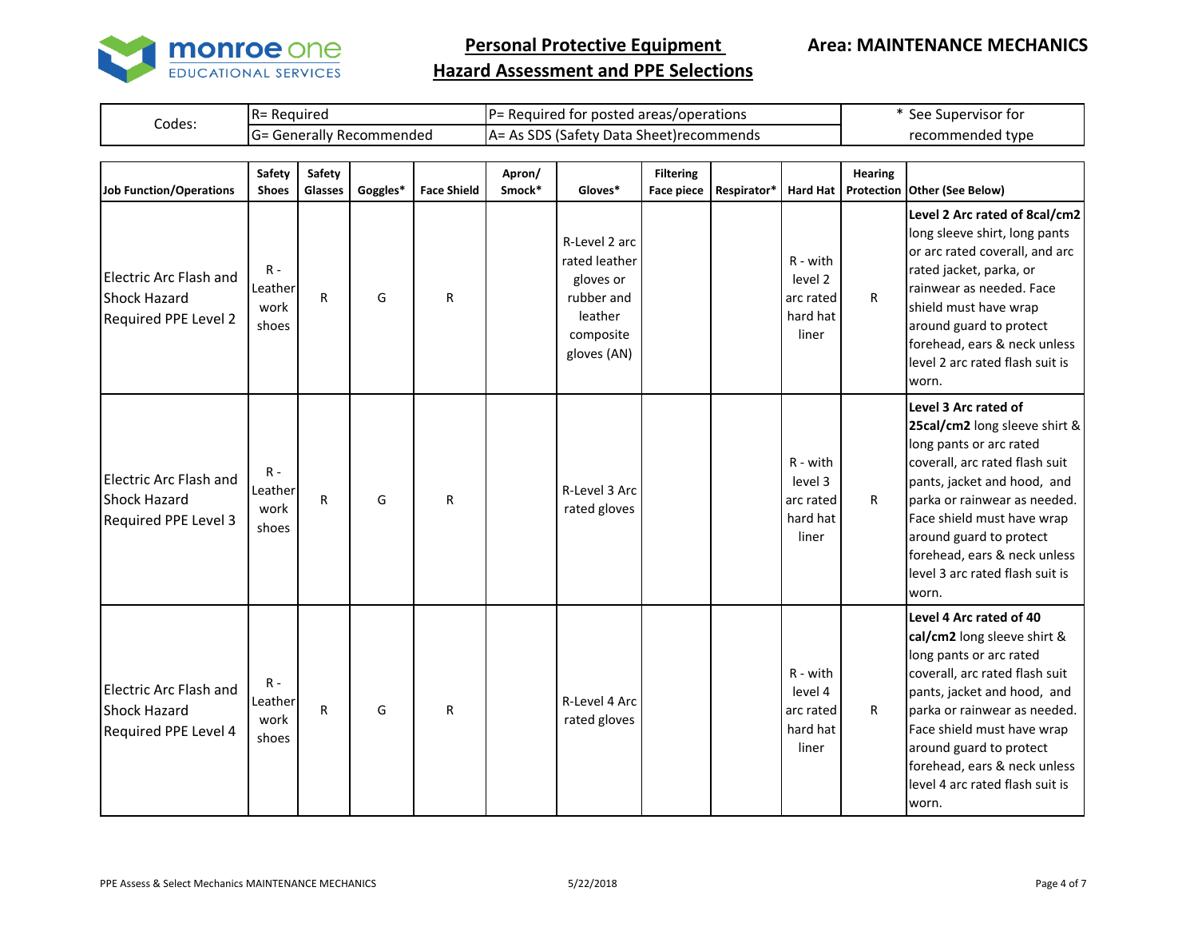# Personal Protective Equipment Hazard Assessment and PPE Selections

**Area: MAINTENANCE MECHANICS**

| Codes: | R= Required | P= Required for posted areas/operations | * See Supervisor for recommended type |
|---|---|---|---|
| | G= Generally Recommended | A= As SDS (Safety Data Sheet)recommends | |

| Job Function/Operations | Safety Shoes | Safety Glasses | Goggles* | Face Shield | Apron/ Smock* | Gloves* | Filtering Face piece | Respirator* | Hard Hat | Hearing Protection | Other (See Below) |
|---|---|---|---|---|---|---|---|---|---|---|---|
| Electric Arc Flash and Shock Hazard Required PPE Level 2 | R - Leather work shoes | R | G | R | | R-Level 2 arc rated leather gloves or rubber and leather composite gloves (AN) | | | R - with level 2 arc rated hard hat liner | R | **Level 2 Arc rated of 8cal/cm2** long sleeve shirt, long pants or arc rated coverall, and arc rated jacket, parka, or rainwear as needed. Face shield must have wrap around guard to protect forehead, ears & neck unless level 2 arc rated flash suit is worn. |
| Electric Arc Flash and Shock Hazard Required PPE Level 3 | R - Leather work shoes | R | G | R | | R-Level 3 Arc rated gloves | | | R - with level 3 arc rated hard hat liner | R | **Level 3 Arc rated of 25cal/cm2** long sleeve shirt & long pants or arc rated coverall, arc rated flash suit pants, jacket and hood, and parka or rainwear as needed. Face shield must have wrap around guard to protect forehead, ears & neck unless level 3 arc rated flash suit is worn. |
| Electric Arc Flash and Shock Hazard Required PPE Level 4 | R - Leather work shoes | R | G | R | | R-Level 4 Arc rated gloves | | | R - with level 4 arc rated hard hat liner | R | **Level 4 Arc rated of 40 cal/cm2** long sleeve shirt & long pants or arc rated coverall, arc rated flash suit pants, jacket and hood, and parka or rainwear as needed. Face shield must have wrap around guard to protect forehead, ears & neck unless level 4 arc rated flash suit is worn. |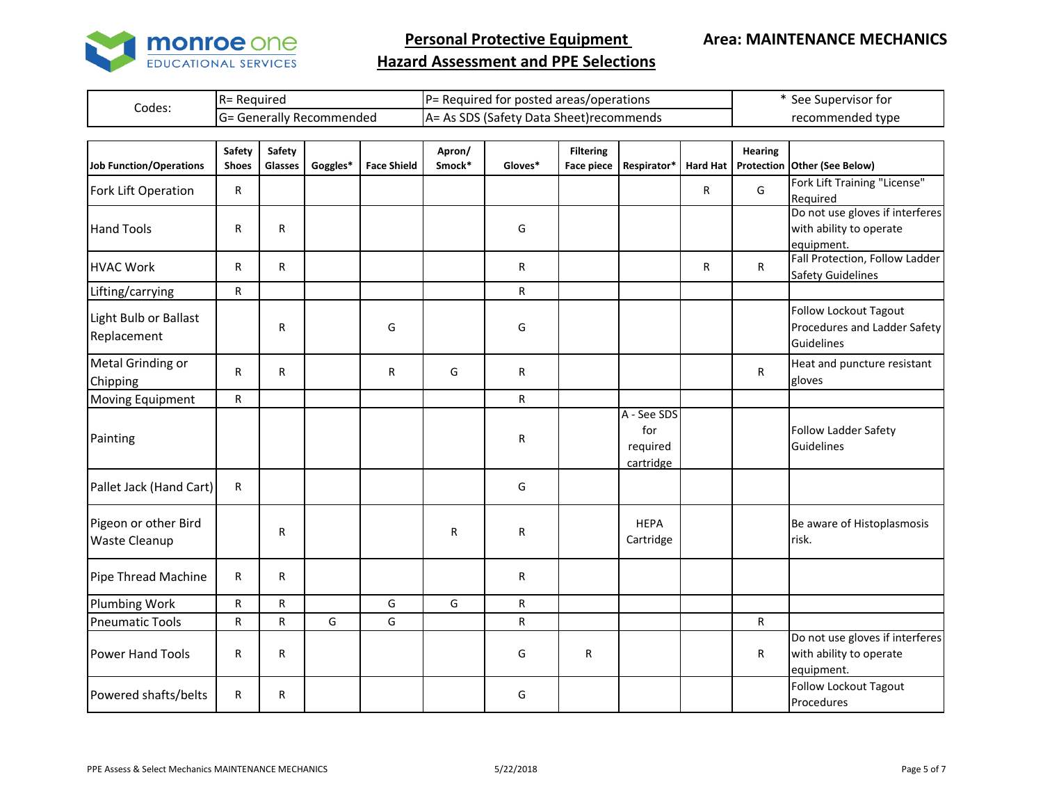**monroe one** EDUCATIONAL SERVICES

# Personal Protective Equipment Hazard Assessment and PPE Selections

**Area: MAINTENANCE MECHANICS**

| Codes: | R= Required | P= Required for posted areas/operations | * See Supervisor for recommended type |
|---|---|---|---|
| | G= Generally Recommended | A= As SDS (Safety Data Sheet)recommends | |

| Job Function/Operations | Safety Shoes | Safety Glasses | Goggles* | Face Shield | Apron/ Smock* | Gloves* | Filtering Face piece | Respirator* | Hard Hat | Hearing Protection | Other (See Below) |
|---|---|---|---|---|---|---|---|---|---|---|---|
| Fork Lift Operation | R | | | | | | | | R | G | Fork Lift Training "License" Required |
| Hand Tools | R | R | | | | G | | | | | Do not use gloves if interferes with ability to operate equipment. |
| HVAC Work | R | R | | | | R | | | R | R | Fall Protection, Follow Ladder Safety Guidelines |
| Lifting/carrying | R | | | | | R | | | | | |
| Light Bulb or Ballast Replacement | | R | | G | | G | | | | | Follow Lockout Tagout Procedures and Ladder Safety Guidelines |
| Metal Grinding or Chipping | R | R | | R | G | R | | | | R | Heat and puncture resistant gloves |
| Moving Equipment | R | | | | | R | | | | | |
| Painting | | | | | | R | | A - See SDS for required cartridge | | | Follow Ladder Safety Guidelines |
| Pallet Jack (Hand Cart) | R | | | | | G | | | | | |
| Pigeon or other Bird Waste Cleanup | | R | | | R | R | | HEPA Cartridge | | | Be aware of Histoplasmosis risk. |
| Pipe Thread Machine | R | R | | | | R | | | | | |
| Plumbing Work | R | R | | G | G | R | | | | | |
| Pneumatic Tools | R | R | G | G | | R | | | | R | |
| Power Hand Tools | R | R | | | | G | R | | | R | Do not use gloves if interferes with ability to operate equipment. |
| Powered shafts/belts | R | R | | | | G | | | | | Follow Lockout Tagout Procedures |

PPE Assess & Select Mechanics MAINTENANCE MECHANICS 5/22/2018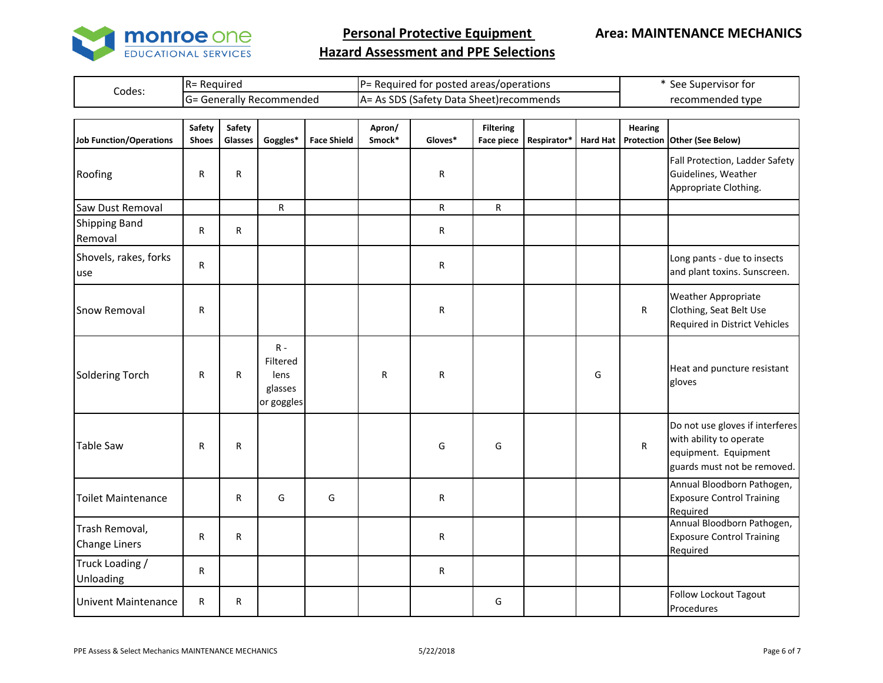monroe one EDUCATIONAL SERVICES

# Personal Protective Equipment
# Hazard Assessment and PPE Selections

**Area: MAINTENANCE MECHANICS**

| Codes: | R= Required | P= Required for posted areas/operations | * See Supervisor for recommended type |
|---|---|---|---|
| | G= Generally Recommended | A= As SDS (Safety Data Sheet)recommends | |

| Job Function/Operations | Safety Shoes | Safety Glasses | Goggles* | Face Shield | Apron/ Smock* | Gloves* | Filtering Face piece | Respirator* | Hard Hat | Hearing Protection | Other (See Below) |
|---|---|---|---|---|---|---|---|---|---|---|---|
| Roofing | R | R | | | | R | | | | | Fall Protection, Ladder Safety Guidelines, Weather Appropriate Clothing. |
| Saw Dust Removal | | | R | | | R | R | | | | |
| Shipping Band Removal | R | R | | | | R | | | | | |
| Shovels, rakes, forks use | R | | | | | R | | | | | Long pants - due to insects and plant toxins. Sunscreen. |
| Snow Removal | R | | | | | R | | | | R | Weather Appropriate Clothing, Seat Belt Use Required in District Vehicles |
| Soldering Torch | R | R | R - Filtered lens glasses or goggles | | R | R | | | G | | Heat and puncture resistant gloves |
| Table Saw | R | R | | | | G | G | | | R | Do not use gloves if interferes with ability to operate equipment. Equipment guards must not be removed. |
| Toilet Maintenance | | R | G | G | | R | | | | | Annual Bloodborn Pathogen, Exposure Control Training Required |
| Trash Removal, Change Liners | R | R | | | | R | | | | | Annual Bloodborn Pathogen, Exposure Control Training Required |
| Truck Loading / Unloading | R | | | | | R | | | | | |
| Univent Maintenance | R | R | | | | | G | | | | Follow Lockout Tagout Procedures |

PPE Assess & Select Mechanics MAINTENANCE MECHANICS 5/22/2018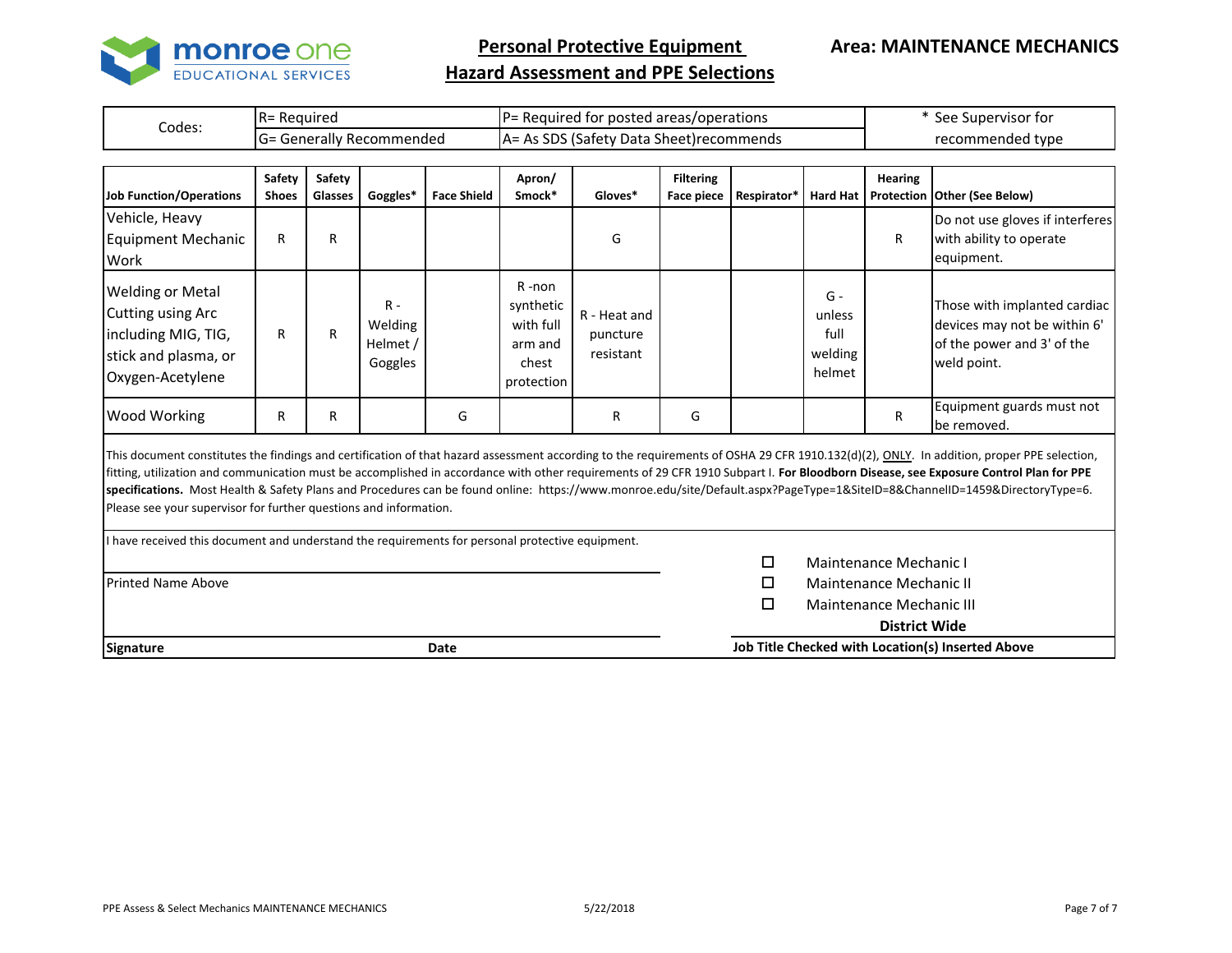monroe one EDUCATIONAL SERVICES

# Personal Protective Equipment
# Hazard Assessment and PPE Selections

**Area: MAINTENANCE MECHANICS**

| Codes: | R= Required | P= Required for posted areas/operations | * See Supervisor for recommended type |
|---|---|---|---|
| | G= Generally Recommended | A= As SDS (Safety Data Sheet)recommends | |

| Job Function/Operations | Safety Shoes | Safety Glasses | Goggles* | Face Shield | Apron/ Smock* | Gloves* | Filtering Face piece | Respirator* | Hard Hat | Hearing Protection | Other (See Below) |
|---|---|---|---|---|---|---|---|---|---|---|---|
| Vehicle, Heavy Equipment Mechanic Work | R | R | | | | G | | | | R | Do not use gloves if interferes with ability to operate equipment. |
| Welding or Metal Cutting using Arc including MIG, TIG, stick and plasma, or Oxygen-Acetylene | R | R | R - Welding Helmet / Goggles | | R -non synthetic with full arm and chest protection | R - Heat and puncture resistant | | | G - unless full welding helmet | | Those with implanted cardiac devices may not be within 6' of the power and 3' of the weld point. |
| Wood Working | R | R | | G | | R | G | | | R | Equipment guards must not be removed. |

This document constitutes the findings and certification of that hazard assessment according to the requirements of OSHA 29 CFR 1910.132(d)(2), ONLY. In addition, proper PPE selection, fitting, utilization and communication must be accomplished in accordance with other requirements of 29 CFR 1910 Subpart I. **For Bloodborn Disease, see Exposure Control Plan for PPE specifications.** Most Health & Safety Plans and Procedures can be found online: https://www.monroe.edu/site/Default.aspx?PageType=1&SiteID=8&ChannelID=1459&DirectoryType=6. Please see your supervisor for further questions and information.

I have received this document and understand the requirements for personal protective equipment.

Printed Name Above

- ☐ Maintenance Mechanic I
- ☐ Maintenance Mechanic II
- ☐ Maintenance Mechanic III

**District Wide**

**Signature** **Date** **Job Title Checked with Location(s) Inserted Above**

PPE Assess & Select Mechanics MAINTENANCE MECHANICS 5/22/2018